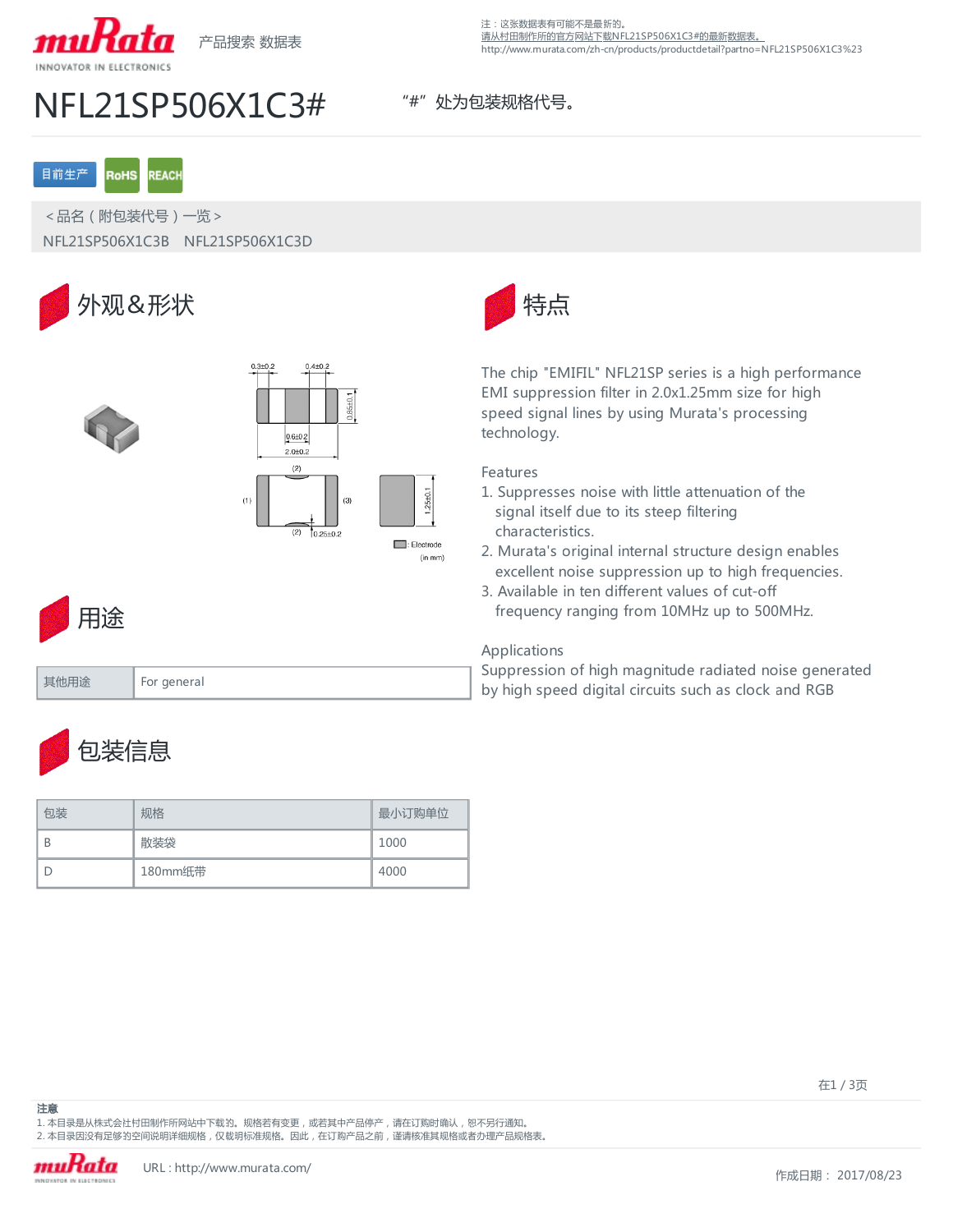产品搜索 数据表

注：这张数据表有可能不是最新的。
请从村田制作所的官方网站下载NFL21SP506X1C3#的最新数据表。
http://www.murata.com/zh-cn/products/productdetail?partno=NFL21SP506X1C3%23

# NFL21SP506X1C3#

“#” 处为包装规格代号。

目前生产 RoHS REACH

＜品名（附包装代号）一览＞

NFL21SP506X1C3B　NFL21SP506X1C3D

## 外观＆形状

0.3±0.2　0.4±0.2　0.85±0.1　0.6±0.2　2.0±0.2　(2)　(1)　(3)　(2)　0.25±0.2　1.25±0.1

: Electrode

(in mm)

## 用途

| 其他用途 | For general |
|---|---|

## 包装信息

| 包装 | 规格 | 最小订购单位 |
|---|---|---|
| B | 散装袋 | 1000 |
| D | 180mm纸带 | 4000 |

## 特点

The chip "EMIFIL" NFL21SP series is a high performance EMI suppression filter in 2.0x1.25mm size for high speed signal lines by using Murata's processing technology.

Features

1. Suppresses noise with little attenuation of the signal itself due to its steep filtering characteristics.
2. Murata's original internal structure design enables excellent noise suppression up to high frequencies.
3. Available in ten different values of cut-off frequency ranging from 10MHz up to 500MHz.

Applications

Suppression of high magnitude radiated noise generated by high speed digital circuits such as clock and RGB

**注意**

1. 本目录是从株式会社村田制作所网站中下载的。规格若有变更，或若其中产品停产，请在订购时确认，恕不另行通知。
2. 本目录因没有足够的空间说明详细规格，仅载明标准规格。因此，在订购产品之前，谨请核准其规格或者办理产品规格表。

URL : http://www.murata.com/

作成日期： 2017/08/23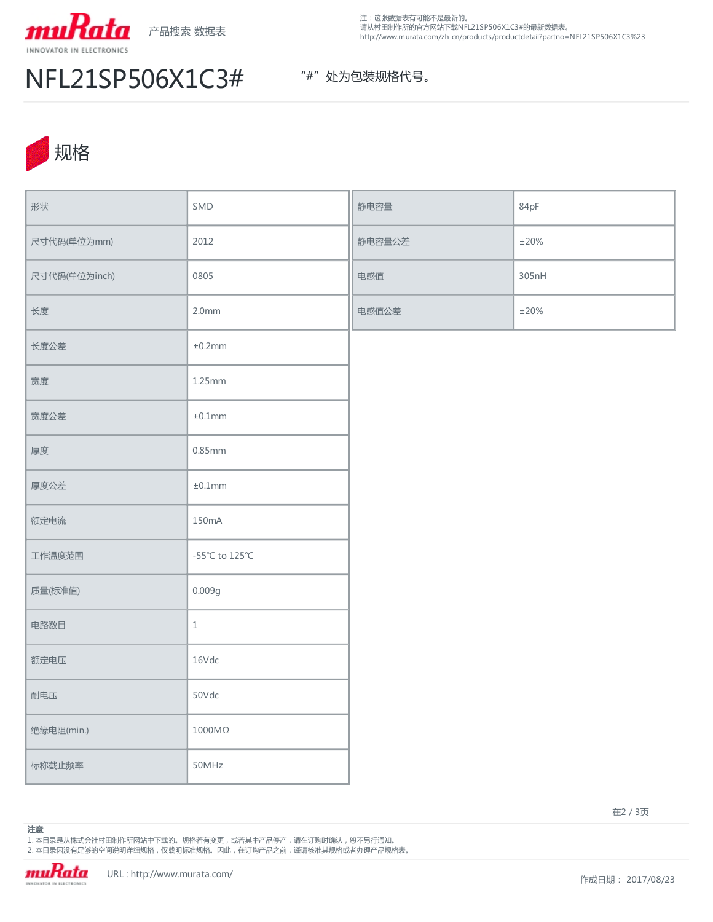注：这张数据表有可能不是最新的。
请从村田制作所的官方网站下载NFL21SP506X1C3#的最新数据表。
http://www.murata.com/zh-cn/products/productdetail?partno=NFL21SP506X1C3%23

# NFL21SP506X1C3#

"#"处为包装规格代号。

## 规格

| 形状 | SMD |
|---|---|
| 尺寸代码(单位为mm) | 2012 |
| 尺寸代码(单位为inch) | 0805 |
| 长度 | 2.0mm |
| 长度公差 | ±0.2mm |
| 宽度 | 1.25mm |
| 宽度公差 | ±0.1mm |
| 厚度 | 0.85mm |
| 厚度公差 | ±0.1mm |
| 额定电流 | 150mA |
| 工作温度范围 | -55℃ to 125℃ |
| 质量(标准值) | 0.009g |
| 电路数目 | 1 |
| 额定电压 | 16Vdc |
| 耐电压 | 50Vdc |
| 绝缘电阻(min.) | 1000MΩ |
| 标称截止频率 | 50MHz |

| 静电容量 | 84pF |
|---|---|
| 静电容量公差 | ±20% |
| 电感值 | 305nH |
| 电感值公差 | ±20% |

**注意**

1. 本目录是从株式会社村田制作所网站中下载的。规格若有变更，或若其中产品停产，请在订购时确认，恕不另行通知。
2. 本目录因没有足够的空间说明详细规格，仅载明标准规格。因此，在订购产品之前，谨请核准其规格或者办理产品规格表。

URL : http://www.murata.com/

作成日期： 2017/08/23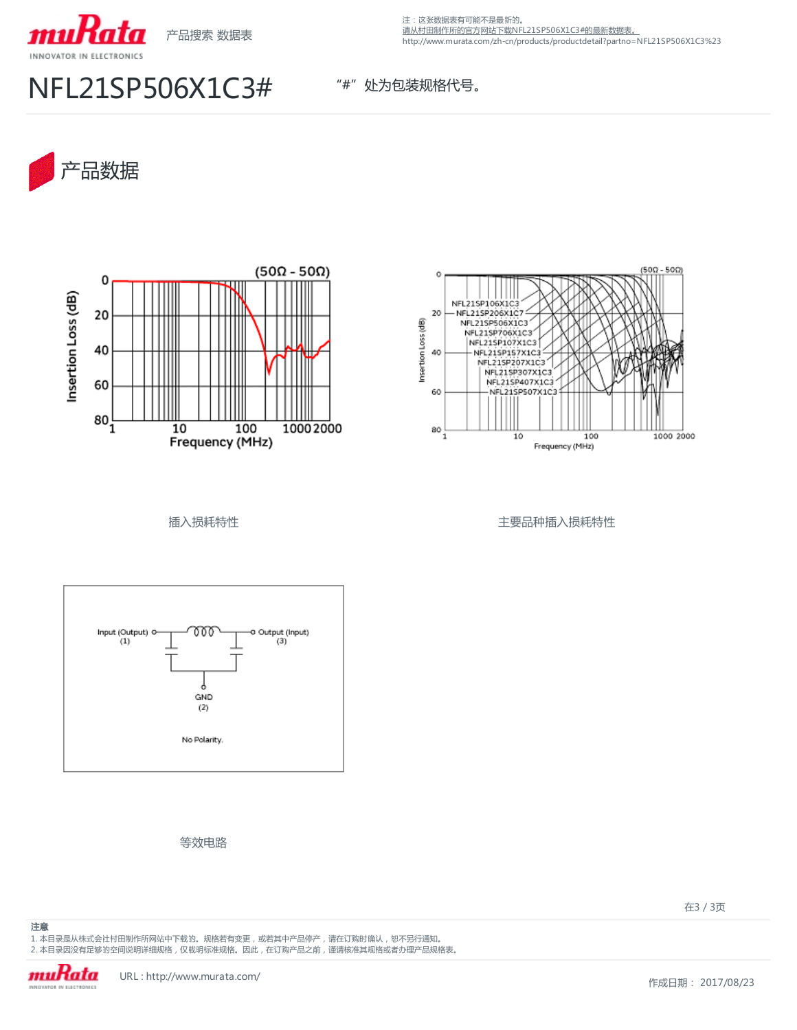注：这张数据表有可能不是最新的。
请从村田制作所的官方网站下载NFL21SP506X1C3#的最新数据表。
http://www.murata.com/zh-cn/products/productdetail?partno=NFL21SP506X1C3%23

# NFL21SP506X1C3#

"#"处为包装规格代号。

## 产品数据

(50Ω - 50Ω)
Insertion Loss (dB)
0
20
40
60
80
1
10
100
1000 2000
Frequency (MHz)

插入损耗特性

(50Ω - 50Ω)
Insertion Loss (dB)
0
20
40
60
80
NFL21SP106X1C3
NFL21SP206X1C7
NFL21SP506X1C3
NFL21SP706X1C3
NFL21SP107X1C3
NFL21SP157X1C3
NFL21SP207X1C3
NFL21SP307X1C3
NFL21SP407X1C3
NFL21SP507X1C3
1
10
100
1000 2000
Frequency (MHz)

主要品种插入损耗特性

Input (Output)
(1)
Output (Input)
(3)
GND
(2)
No Polarity.

等效电路

**注意**

1. 本目录是从株式会社村田制作所网站中下载的。规格若有变更，或若其中产品停产，请在订购时确认，恕不另行通知。
2. 本目录因没有足够的空间说明详细规格，仅载明标准规格。因此，在订购产品之前，谨请核准其规格或者办理产品规格表。

URL : http://www.murata.com/

作成日期： 2017/08/23